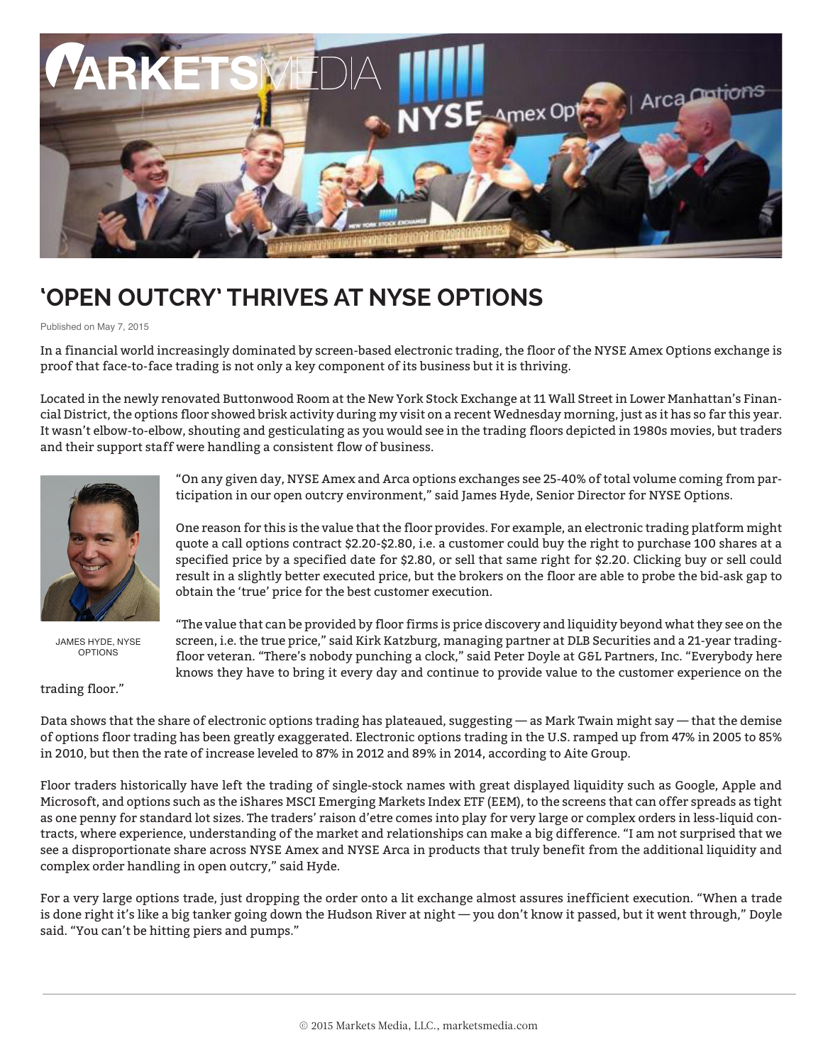# 'OPEN OUTCRY' THRIVES AT NYSE OPTIONS

Published on May 7, 2015

In a financial world increasingly dominated by screen-based electronic trading, the floor of the NYSE Amex Options exchange is proof that face-to-face trading is not only a key component of its business but it is thriving.

Located in the newly renovated Buttonwood Room at the New York Stock Exchange at 11 Wall Street in Lower Manhattan's Financial District, the options floor showed brisk activity during my visit on a recent Wednesday morning, just as it has so far this year. It wasn't elbow-to-elbow, shouting and gesticulating as you would see in the trading floors depicted in 1980s movies, but traders and their support staff were handling a consistent flow of business.

JAMES HYDE, NYSE OPTIONS

"On any given day, NYSE Amex and Arca options exchanges see 25-40% of total volume coming from participation in our open outcry environment," said James Hyde, Senior Director for NYSE Options.

One reason for this is the value that the floor provides. For example, an electronic trading platform might quote a call options contract $2.20-$2.80, i.e. a customer could buy the right to purchase 100 shares at a specified price by a specified date for $2.80, or sell that same right for $2.20. Clicking buy or sell could result in a slightly better executed price, but the brokers on the floor are able to probe the bid-ask gap to obtain the 'true' price for the best customer execution.

"The value that can be provided by floor firms is price discovery and liquidity beyond what they see on the screen, i.e. the true price," said Kirk Katzburg, managing partner at DLB Securities and a 21-year trading-floor veteran. "There's nobody punching a clock," said Peter Doyle at G&L Partners, Inc. "Everybody here knows they have to bring it every day and continue to provide value to the customer experience on the trading floor."

Data shows that the share of electronic options trading has plateaued, suggesting — as Mark Twain might say — that the demise of options floor trading has been greatly exaggerated. Electronic options trading in the U.S. ramped up from 47% in 2005 to 85% in 2010, but then the rate of increase leveled to 87% in 2012 and 89% in 2014, according to Aite Group.

Floor traders historically have left the trading of single-stock names with great displayed liquidity such as Google, Apple and Microsoft, and options such as the iShares MSCI Emerging Markets Index ETF (EEM), to the screens that can offer spreads as tight as one penny for standard lot sizes. The traders' raison d'etre comes into play for very large or complex orders in less-liquid contracts, where experience, understanding of the market and relationships can make a big difference. "I am not surprised that we see a disproportionate share across NYSE Amex and NYSE Arca in products that truly benefit from the additional liquidity and complex order handling in open outcry," said Hyde.

For a very large options trade, just dropping the order onto a lit exchange almost assures inefficient execution. "When a trade is done right it's like a big tanker going down the Hudson River at night — you don't know it passed, but it went through," Doyle said. "You can't be hitting piers and pumps."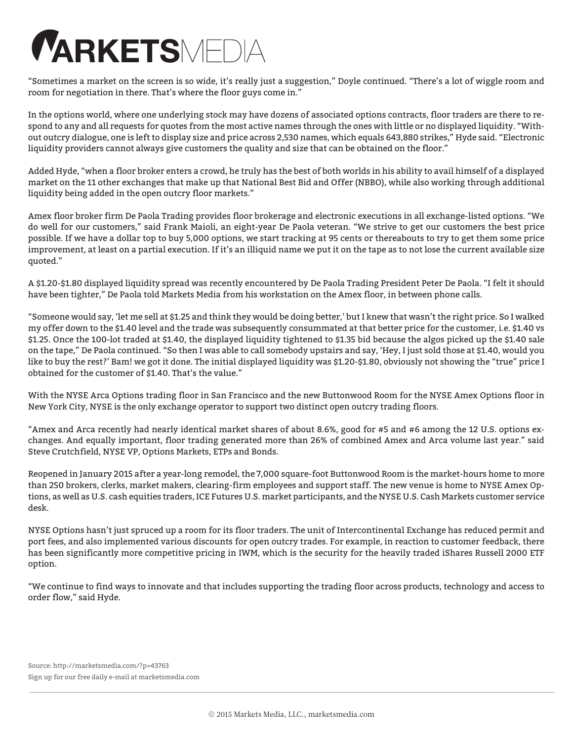"Sometimes a market on the screen is so wide, it's really just a suggestion," Doyle continued. "There's a lot of wiggle room and room for negotiation in there. That's where the floor guys come in."

In the options world, where one underlying stock may have dozens of associated options contracts, floor traders are there to respond to any and all requests for quotes from the most active names through the ones with little or no displayed liquidity. "Without outcry dialogue, one is left to display size and price across 2,530 names, which equals 643,880 strikes," Hyde said. "Electronic liquidity providers cannot always give customers the quality and size that can be obtained on the floor."

Added Hyde, "when a floor broker enters a crowd, he truly has the best of both worlds in his ability to avail himself of a displayed market on the 11 other exchanges that make up that National Best Bid and Offer (NBBO), while also working through additional liquidity being added in the open outcry floor markets."

Amex floor broker firm De Paola Trading provides floor brokerage and electronic executions in all exchange-listed options. "We do well for our customers," said Frank Maioli, an eight-year De Paola veteran. "We strive to get our customers the best price possible. If we have a dollar top to buy 5,000 options, we start tracking at 95 cents or thereabouts to try to get them some price improvement, at least on a partial execution. If it's an illiquid name we put it on the tape as to not lose the current available size quoted."

A $1.20-$1.80 displayed liquidity spread was recently encountered by De Paola Trading President Peter De Paola. "I felt it should have been tighter," De Paola told Markets Media from his workstation on the Amex floor, in between phone calls.

"Someone would say, 'let me sell at $1.25 and think they would be doing better,' but I knew that wasn't the right price. So I walked my offer down to the $1.40 level and the trade was subsequently consummated at that better price for the customer, i.e. $1.40 vs $1.25. Once the 100-lot traded at $1.40, the displayed liquidity tightened to $1.35 bid because the algos picked up the $1.40 sale on the tape," De Paola continued. "So then I was able to call somebody upstairs and say, 'Hey, I just sold those at $1.40, would you like to buy the rest?' Bam! we got it done. The initial displayed liquidity was $1.20-$1.80, obviously not showing the "true" price I obtained for the customer of $1.40. That's the value."

With the NYSE Arca Options trading floor in San Francisco and the new Buttonwood Room for the NYSE Amex Options floor in New York City, NYSE is the only exchange operator to support two distinct open outcry trading floors.

"Amex and Arca recently had nearly identical market shares of about 8.6%, good for #5 and #6 among the 12 U.S. options exchanges. And equally important, floor trading generated more than 26% of combined Amex and Arca volume last year." said Steve Crutchfield, NYSE VP, Options Markets, ETPs and Bonds.

Reopened in January 2015 after a year-long remodel, the 7,000 square-foot Buttonwood Room is the market-hours home to more than 250 brokers, clerks, market makers, clearing-firm employees and support staff. The new venue is home to NYSE Amex Options, as well as U.S. cash equities traders, ICE Futures U.S. market participants, and the NYSE U.S. Cash Markets customer service desk.

NYSE Options hasn't just spruced up a room for its floor traders. The unit of Intercontinental Exchange has reduced permit and port fees, and also implemented various discounts for open outcry trades. For example, in reaction to customer feedback, there has been significantly more competitive pricing in IWM, which is the security for the heavily traded iShares Russell 2000 ETF option.

"We continue to find ways to innovate and that includes supporting the trading floor across products, technology and access to order flow," said Hyde.

Source: http://marketsmedia.com/?p=43763
Sign up for our free daily e-mail at marketsmedia.com